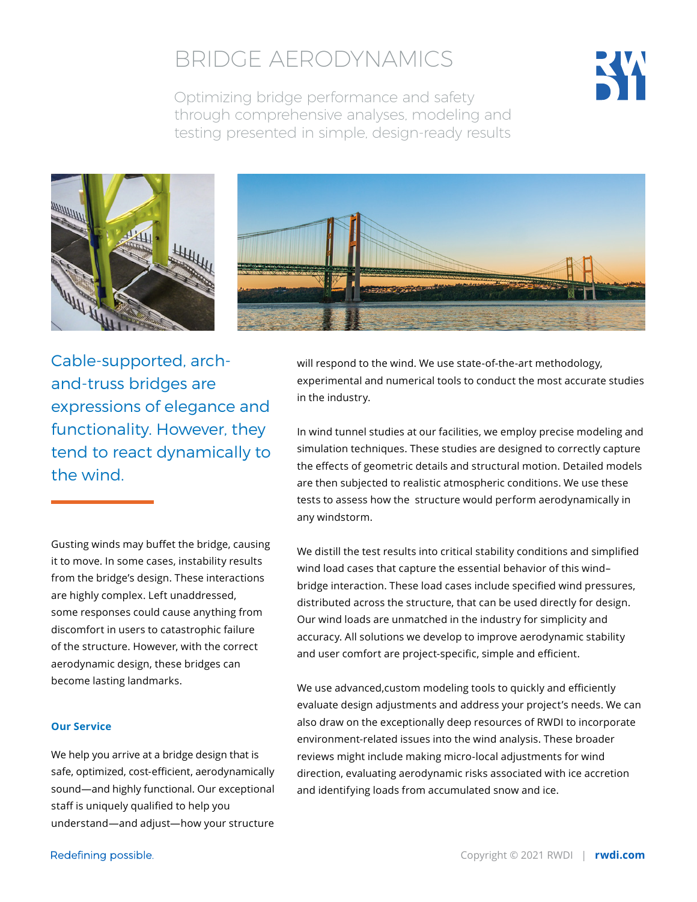# BRIDGE AERODYNAMICS

Optimizing bridge performance and safety through comprehensive analyses, modeling and testing presented in simple, design-ready results

## Cable-supported, arch-and-truss bridges are expressions of elegance and functionality. However, they tend to react dynamically to the wind.

Gusting winds may buffet the bridge, causing it to move. In some cases, instability results from the bridge's design. These interactions are highly complex. Left unaddressed, some responses could cause anything from discomfort in users to catastrophic failure of the structure. However, with the correct aerodynamic design, these bridges can become lasting landmarks.

### Our Service

We help you arrive at a bridge design that is safe, optimized, cost-efficient, aerodynamically sound—and highly functional. Our exceptional staff is uniquely qualified to help you understand—and adjust—how your structure will respond to the wind. We use state-of-the-art methodology, experimental and numerical tools to conduct the most accurate studies in the industry.

In wind tunnel studies at our facilities, we employ precise modeling and simulation techniques. These studies are designed to correctly capture the effects of geometric details and structural motion. Detailed models are then subjected to realistic atmospheric conditions. We use these tests to assess how the structure would perform aerodynamically in any windstorm.

We distill the test results into critical stability conditions and simplified wind load cases that capture the essential behavior of this wind–bridge interaction. These load cases include specified wind pressures, distributed across the structure, that can be used directly for design. Our wind loads are unmatched in the industry for simplicity and accuracy. All solutions we develop to improve aerodynamic stability and user comfort are project-specific, simple and efficient.

We use advanced,custom modeling tools to quickly and efficiently evaluate design adjustments and address your project's needs. We can also draw on the exceptionally deep resources of RWDI to incorporate environment-related issues into the wind analysis. These broader reviews might include making micro-local adjustments for wind direction, evaluating aerodynamic risks associated with ice accretion and identifying loads from accumulated snow and ice.

Redefining possible.

Copyright © 2021 RWDI | rwdi.com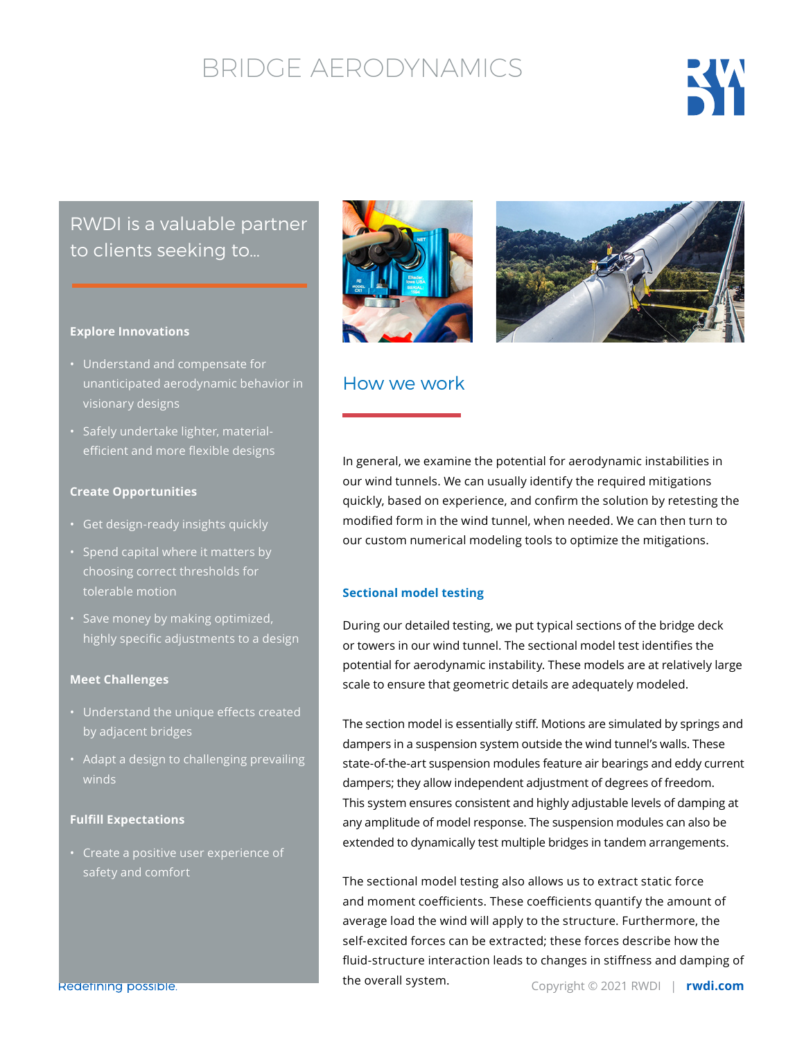# BRIDGE AERODYNAMICS

## RWDI is a valuable partner to clients seeking to...

**Explore Innovations**

- Understand and compensate for unanticipated aerodynamic behavior in visionary designs
- Safely undertake lighter, material-efficient and more flexible designs

**Create Opportunities**

- Get design-ready insights quickly
- Spend capital where it matters by choosing correct thresholds for tolerable motion
- Save money by making optimized, highly specific adjustments to a design

**Meet Challenges**

- Understand the unique effects created by adjacent bridges
- Adapt a design to challenging prevailing winds

**Fulfill Expectations**

- Create a positive user experience of safety and comfort

## How we work

In general, we examine the potential for aerodynamic instabilities in our wind tunnels. We can usually identify the required mitigations quickly, based on experience, and confirm the solution by retesting the modified form in the wind tunnel, when needed. We can then turn to our custom numerical modeling tools to optimize the mitigations.

### Sectional model testing

During our detailed testing, we put typical sections of the bridge deck or towers in our wind tunnel. The sectional model test identifies the potential for aerodynamic instability. These models are at relatively large scale to ensure that geometric details are adequately modeled.

The section model is essentially stiff. Motions are simulated by springs and dampers in a suspension system outside the wind tunnel's walls. These state-of-the-art suspension modules feature air bearings and eddy current dampers; they allow independent adjustment of degrees of freedom. This system ensures consistent and highly adjustable levels of damping at any amplitude of model response. The suspension modules can also be extended to dynamically test multiple bridges in tandem arrangements.

The sectional model testing also allows us to extract static force and moment coefficients. These coefficients quantify the amount of average load the wind will apply to the structure. Furthermore, the self-excited forces can be extracted; these forces describe how the fluid-structure interaction leads to changes in stiffness and damping of the overall system.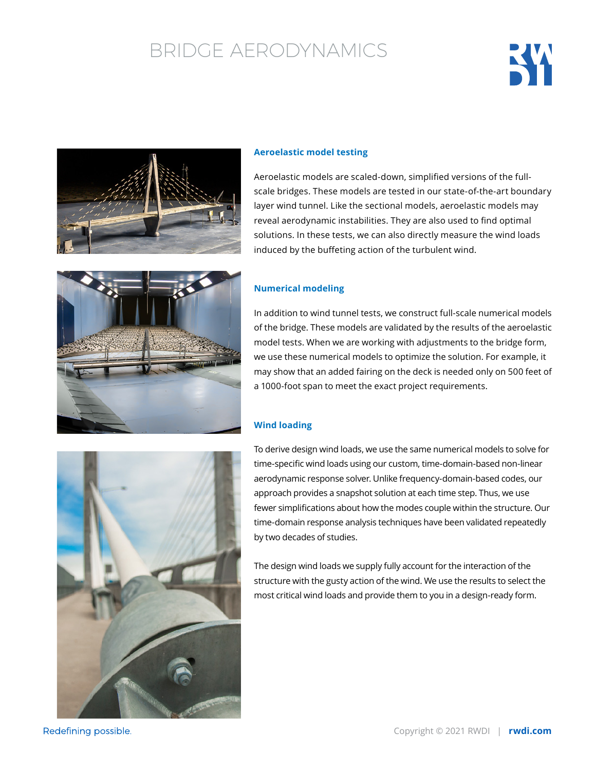### Aeroelastic model testing

Aeroelastic models are scaled-down, simplified versions of the full-scale bridges. These models are tested in our state-of-the-art boundary layer wind tunnel. Like the sectional models, aeroelastic models may reveal aerodynamic instabilities. They are also used to find optimal solutions. In these tests, we can also directly measure the wind loads induced by the buffeting action of the turbulent wind.

### Numerical modeling

In addition to wind tunnel tests, we construct full-scale numerical models of the bridge. These models are validated by the results of the aeroelastic model tests. When we are working with adjustments to the bridge form, we use these numerical models to optimize the solution. For example, it may show that an added fairing on the deck is needed only on 500 feet of a 1000-foot span to meet the exact project requirements.

### Wind loading

To derive design wind loads, we use the same numerical models to solve for time-specific wind loads using our custom, time-domain-based non-linear aerodynamic response solver. Unlike frequency-domain-based codes, our approach provides a snapshot solution at each time step. Thus, we use fewer simplifications about how the modes couple within the structure. Our time-domain response analysis techniques have been validated repeatedly by two decades of studies.

The design wind loads we supply fully account for the interaction of the structure with the gusty action of the wind. We use the results to select the most critical wind loads and provide them to you in a design-ready form.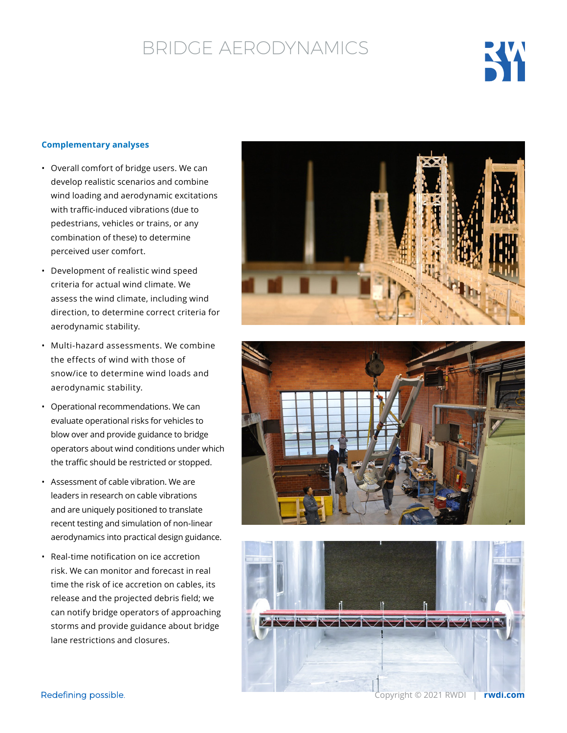## Complementary analyses

- Overall comfort of bridge users. We can develop realistic scenarios and combine wind loading and aerodynamic excitations with traffic-induced vibrations (due to pedestrians, vehicles or trains, or any combination of these) to determine perceived user comfort.
- Development of realistic wind speed criteria for actual wind climate. We assess the wind climate, including wind direction, to determine correct criteria for aerodynamic stability.
- Multi-hazard assessments. We combine the effects of wind with those of snow/ice to determine wind loads and aerodynamic stability.
- Operational recommendations. We can evaluate operational risks for vehicles to blow over and provide guidance to bridge operators about wind conditions under which the traffic should be restricted or stopped.
- Assessment of cable vibration. We are leaders in research on cable vibrations and are uniquely positioned to translate recent testing and simulation of non-linear aerodynamics into practical design guidance.
- Real-time notification on ice accretion risk. We can monitor and forecast in real time the risk of ice accretion on cables, its release and the projected debris field; we can notify bridge operators of approaching storms and provide guidance about bridge lane restrictions and closures.